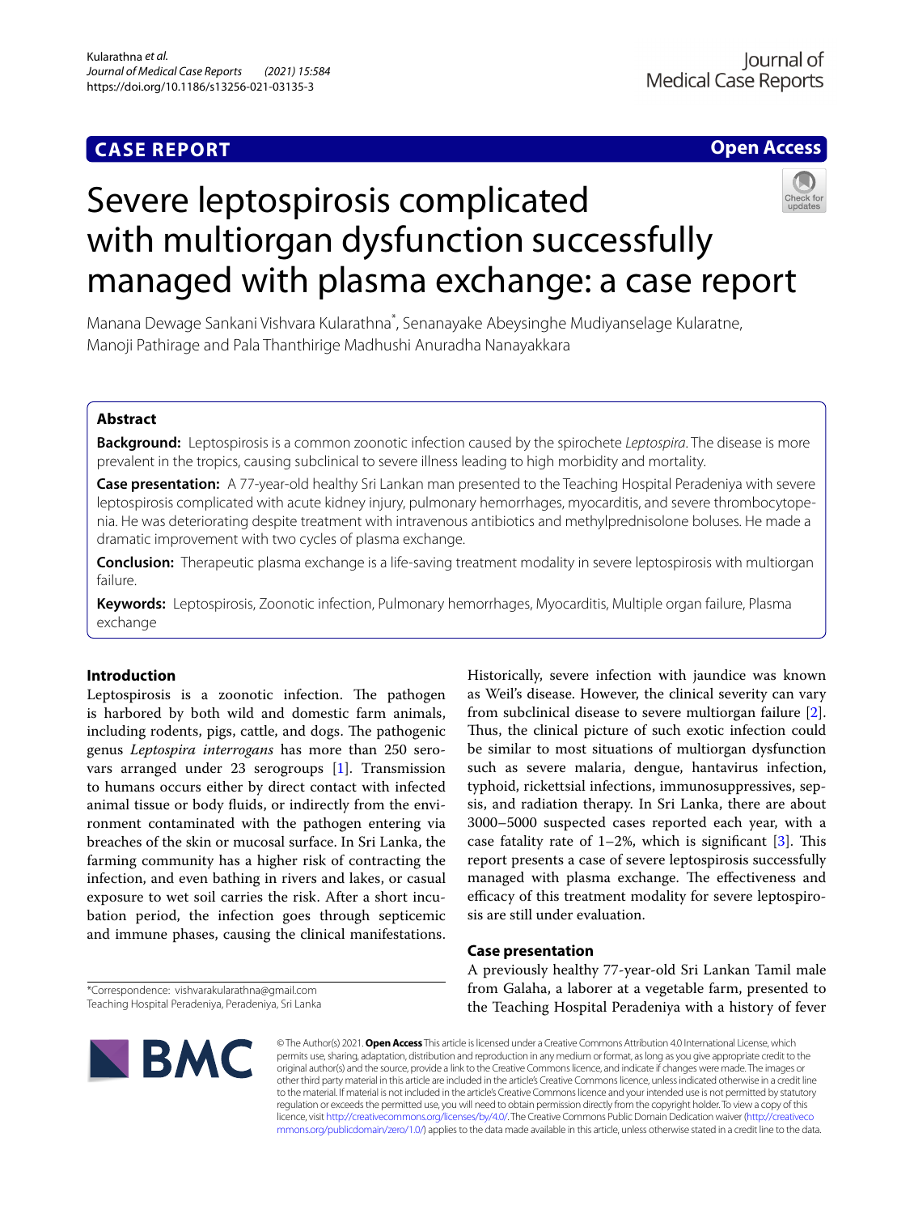**CASE REPORT** **Open Access**

# Severe leptospirosis complicated with multiorgan dysfunction successfully managed with plasma exchange: a case report

Manana Dewage Sankani Vishvara Kularathna*, Senanayake Abeysinghe Mudiyanselage Kularatne, Manoji Pathirage and Pala Thanthirige Madhushi Anuradha Nanayakkara

## Abstract

**Background:** Leptospirosis is a common zoonotic infection caused by the spirochete *Leptospira*. The disease is more prevalent in the tropics, causing subclinical to severe illness leading to high morbidity and mortality.

**Case presentation:** A 77-year-old healthy Sri Lankan man presented to the Teaching Hospital Peradeniya with severe leptospirosis complicated with acute kidney injury, pulmonary hemorrhages, myocarditis, and severe thrombocytopenia. He was deteriorating despite treatment with intravenous antibiotics and methylprednisolone boluses. He made a dramatic improvement with two cycles of plasma exchange.

**Conclusion:** Therapeutic plasma exchange is a life-saving treatment modality in severe leptospirosis with multiorgan failure.

**Keywords:** Leptospirosis, Zoonotic infection, Pulmonary hemorrhages, Myocarditis, Multiple organ failure, Plasma exchange

## Introduction

Leptospirosis is a zoonotic infection. The pathogen is harbored by both wild and domestic farm animals, including rodents, pigs, cattle, and dogs. The pathogenic genus *Leptospira interrogans* has more than 250 serovars arranged under 23 serogroups [1]. Transmission to humans occurs either by direct contact with infected animal tissue or body fluids, or indirectly from the environment contaminated with the pathogen entering via breaches of the skin or mucosal surface. In Sri Lanka, the farming community has a higher risk of contracting the infection, and even bathing in rivers and lakes, or casual exposure to wet soil carries the risk. After a short incubation period, the infection goes through septicemic and immune phases, causing the clinical manifestations. Historically, severe infection with jaundice was known as Weil's disease. However, the clinical severity can vary from subclinical disease to severe multiorgan failure [2]. Thus, the clinical picture of such exotic infection could be similar to most situations of multiorgan dysfunction such as severe malaria, dengue, hantavirus infection, typhoid, rickettsial infections, immunosuppressives, sepsis, and radiation therapy. In Sri Lanka, there are about 3000–5000 suspected cases reported each year, with a case fatality rate of 1–2%, which is significant [3]. This report presents a case of severe leptospirosis successfully managed with plasma exchange. The effectiveness and efficacy of this treatment modality for severe leptospirosis are still under evaluation.

## Case presentation

A previously healthy 77-year-old Sri Lankan Tamil male from Galaha, a laborer at a vegetable farm, presented to the Teaching Hospital Peradeniya with a history of fever

*Correspondence: vishvarakularathna@gmail.com
Teaching Hospital Peradeniya, Peradeniya, Sri Lanka

© The Author(s) 2021. **Open Access** This article is licensed under a Creative Commons Attribution 4.0 International License, which permits use, sharing, adaptation, distribution and reproduction in any medium or format, as long as you give appropriate credit to the original author(s) and the source, provide a link to the Creative Commons licence, and indicate if changes were made. The images or other third party material in this article are included in the article's Creative Commons licence, unless indicated otherwise in a credit line to the material. If material is not included in the article's Creative Commons licence and your intended use is not permitted by statutory regulation or exceeds the permitted use, you will need to obtain permission directly from the copyright holder. To view a copy of this licence, visit http://creativecommons.org/licenses/by/4.0/. The Creative Commons Public Domain Dedication waiver (http://creativecommons.org/publicdomain/zero/1.0/) applies to the data made available in this article, unless otherwise stated in a credit line to the data.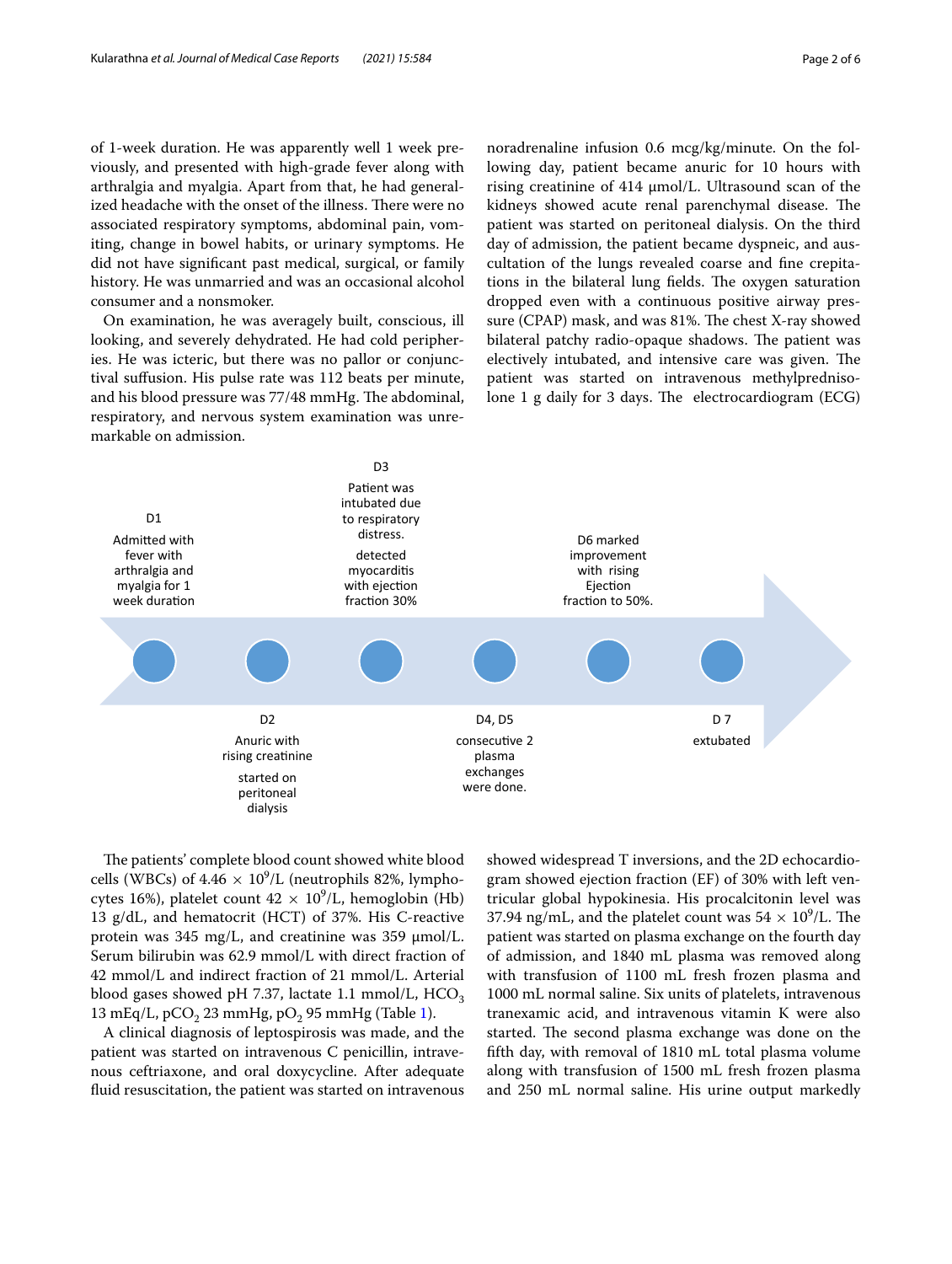of 1-week duration. He was apparently well 1 week previously, and presented with high-grade fever along with arthralgia and myalgia. Apart from that, he had generalized headache with the onset of the illness. There were no associated respiratory symptoms, abdominal pain, vomiting, change in bowel habits, or urinary symptoms. He did not have significant past medical, surgical, or family history. He was unmarried and was an occasional alcohol consumer and a nonsmoker.

On examination, he was averagely built, conscious, ill looking, and severely dehydrated. He had cold peripheries. He was icteric, but there was no pallor or conjunctival suffusion. His pulse rate was 112 beats per minute, and his blood pressure was 77/48 mmHg. The abdominal, respiratory, and nervous system examination was unremarkable on admission.

noradrenaline infusion 0.6 mcg/kg/minute. On the following day, patient became anuric for 10 hours with rising creatinine of 414 µmol/L. Ultrasound scan of the kidneys showed acute renal parenchymal disease. The patient was started on peritoneal dialysis. On the third day of admission, the patient became dyspneic, and auscultation of the lungs revealed coarse and fine crepitations in the bilateral lung fields. The oxygen saturation dropped even with a continuous positive airway pressure (CPAP) mask, and was 81%. The chest X-ray showed bilateral patchy radio-opaque shadows. The patient was electively intubated, and intensive care was given. The patient was started on intravenous methylprednisolone 1 g daily for 3 days. The electrocardiogram (ECG)

D1 — Admitted with fever with arthralgia and myalgia for 1 week duration

D2 — Anuric with rising creatinine; started on peritoneal dialysis

D3 — Patient was intubated due to respiratory distress. detected myocarditis with ejection fraction 30%

D4, D5 — consecutive 2 plasma exchanges were done.

D6 — marked improvement with rising Ejection fraction to 50%.

D 7 — extubated

The patients' complete blood count showed white blood cells (WBCs) of $4.46 \times 10^9$/L (neutrophils 82%, lymphocytes 16%), platelet count $42 \times 10^9$/L, hemoglobin (Hb) 13 g/dL, and hematocrit (HCT) of 37%. His C-reactive protein was 345 mg/L, and creatinine was 359 µmol/L. Serum bilirubin was 62.9 mmol/L with direct fraction of 42 mmol/L and indirect fraction of 21 mmol/L. Arterial blood gases showed pH 7.37, lactate 1.1 mmol/L, $HCO_3$ 13 mEq/L, $pCO_2$ 23 mmHg, $pO_2$ 95 mmHg (Table 1).

A clinical diagnosis of leptospirosis was made, and the patient was started on intravenous C penicillin, intravenous ceftriaxone, and oral doxycycline. After adequate fluid resuscitation, the patient was started on intravenous

showed widespread T inversions, and the 2D echocardiogram showed ejection fraction (EF) of 30% with left ventricular global hypokinesia. His procalcitonin level was 37.94 ng/mL, and the platelet count was $54 \times 10^9$/L. The patient was started on plasma exchange on the fourth day of admission, and 1840 mL plasma was removed along with transfusion of 1100 mL fresh frozen plasma and 1000 mL normal saline. Six units of platelets, intravenous tranexamic acid, and intravenous vitamin K were also started. The second plasma exchange was done on the fifth day, with removal of 1810 mL total plasma volume along with transfusion of 1500 mL fresh frozen plasma and 250 mL normal saline. His urine output markedly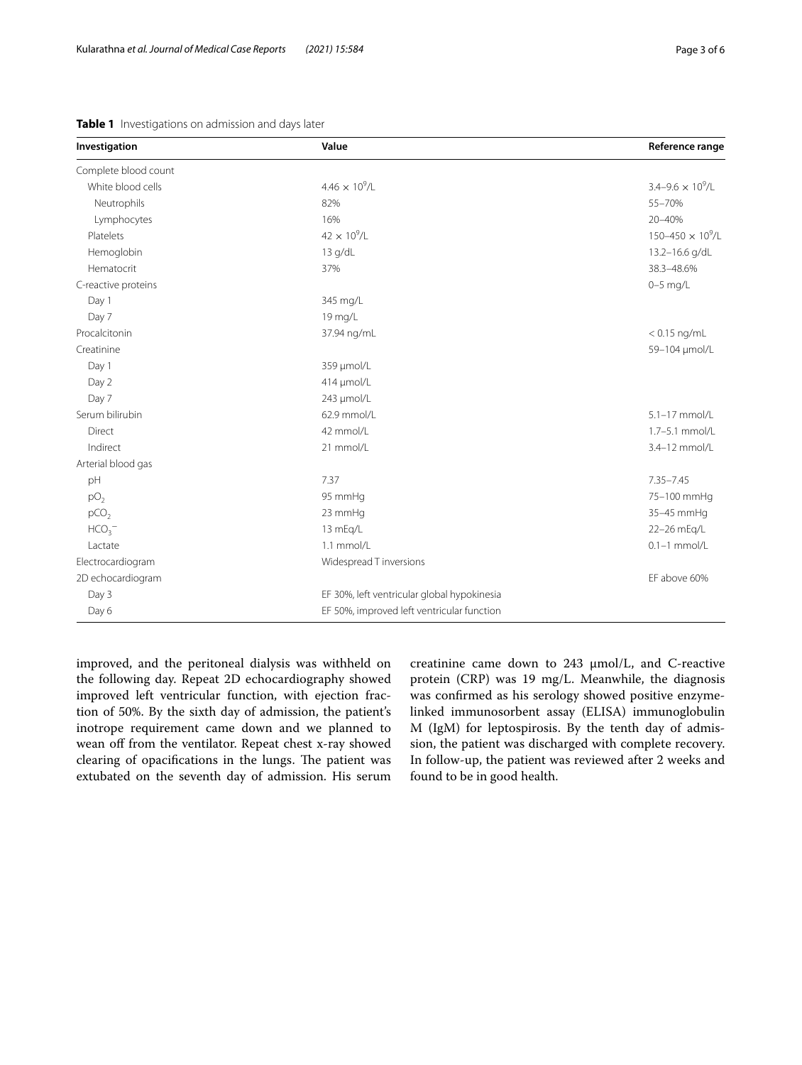**Table 1** Investigations on admission and days later

| Investigation | Value | Reference range |
|---|---|---|
| Complete blood count | | |
| White blood cells | $4.46 \times 10^9$/L | 3.4–9.6 $\times 10^9$/L |
| Neutrophils | 82% | 55–70% |
| Lymphocytes | 16% | 20–40% |
| Platelets | $42 \times 10^9$/L | 150–450 $\times 10^9$/L |
| Hemoglobin | 13 g/dL | 13.2–16.6 g/dL |
| Hematocrit | 37% | 38.3–48.6% |
| C-reactive proteins | | 0–5 mg/L |
| Day 1 | 345 mg/L | |
| Day 7 | 19 mg/L | |
| Procalcitonin | 37.94 ng/mL | < 0.15 ng/mL |
| Creatinine | | 59–104 μmol/L |
| Day 1 | 359 μmol/L | |
| Day 2 | 414 μmol/L | |
| Day 7 | 243 μmol/L | |
| Serum bilirubin | 62.9 mmol/L | 5.1–17 mmol/L |
| Direct | 42 mmol/L | 1.7–5.1 mmol/L |
| Indirect | 21 mmol/L | 3.4–12 mmol/L |
| Arterial blood gas | | |
| pH | 7.37 | 7.35–7.45 |
| $pO_2$ | 95 mmHg | 75–100 mmHg |
| $pCO_2$ | 23 mmHg | 35–45 mmHg |
| $HCO_3^-$ | 13 mEq/L | 22–26 mEq/L |
| Lactate | 1.1 mmol/L | 0.1–1 mmol/L |
| Electrocardiogram | Widespread T inversions | |
| 2D echocardiogram | | EF above 60% |
| Day 3 | EF 30%, left ventricular global hypokinesia | |
| Day 6 | EF 50%, improved left ventricular function | |

improved, and the peritoneal dialysis was withheld on the following day. Repeat 2D echocardiography showed improved left ventricular function, with ejection fraction of 50%. By the sixth day of admission, the patient's inotrope requirement came down and we planned to wean off from the ventilator. Repeat chest x-ray showed clearing of opacifications in the lungs. The patient was extubated on the seventh day of admission. His serum creatinine came down to 243 μmol/L, and C-reactive protein (CRP) was 19 mg/L. Meanwhile, the diagnosis was confirmed as his serology showed positive enzyme-linked immunosorbent assay (ELISA) immunoglobulin M (IgM) for leptospirosis. By the tenth day of admission, the patient was discharged with complete recovery. In follow-up, the patient was reviewed after 2 weeks and found to be in good health.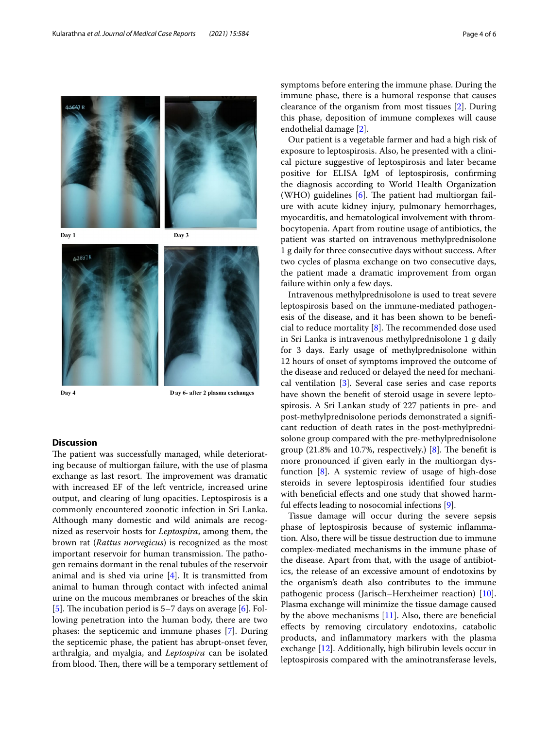Day 1

Day 3

Day 4

Day 6- after 2 plasma exchanges

## Discussion

The patient was successfully managed, while deteriorating because of multiorgan failure, with the use of plasma exchange as last resort. The improvement was dramatic with increased EF of the left ventricle, increased urine output, and clearing of lung opacities. Leptospirosis is a commonly encountered zoonotic infection in Sri Lanka. Although many domestic and wild animals are recognized as reservoir hosts for *Leptospira*, among them, the brown rat (*Rattus norvegicus*) is recognized as the most important reservoir for human transmission. The pathogen remains dormant in the renal tubules of the reservoir animal and is shed via urine [4]. It is transmitted from animal to human through contact with infected animal urine on the mucous membranes or breaches of the skin [5]. The incubation period is 5–7 days on average [6]. Following penetration into the human body, there are two phases: the septicemic and immune phases [7]. During the septicemic phase, the patient has abrupt-onset fever, arthralgia, and myalgia, and *Leptospira* can be isolated from blood. Then, there will be a temporary settlement of symptoms before entering the immune phase. During the immune phase, there is a humoral response that causes clearance of the organism from most tissues [2]. During this phase, deposition of immune complexes will cause endothelial damage [2].

Our patient is a vegetable farmer and had a high risk of exposure to leptospirosis. Also, he presented with a clinical picture suggestive of leptospirosis and later became positive for ELISA IgM of leptospirosis, confirming the diagnosis according to World Health Organization (WHO) guidelines [6]. The patient had multiorgan failure with acute kidney injury, pulmonary hemorrhages, myocarditis, and hematological involvement with thrombocytopenia. Apart from routine usage of antibiotics, the patient was started on intravenous methylprednisolone 1 g daily for three consecutive days without success. After two cycles of plasma exchange on two consecutive days, the patient made a dramatic improvement from organ failure within only a few days.

Intravenous methylprednisolone is used to treat severe leptospirosis based on the immune-mediated pathogenesis of the disease, and it has been shown to be beneficial to reduce mortality [8]. The recommended dose used in Sri Lanka is intravenous methylprednisolone 1 g daily for 3 days. Early usage of methylprednisolone within 12 hours of onset of symptoms improved the outcome of the disease and reduced or delayed the need for mechanical ventilation [3]. Several case series and case reports have shown the benefit of steroid usage in severe leptospirosis. A Sri Lankan study of 227 patients in pre- and post-methylprednisolone periods demonstrated a significant reduction of death rates in the post-methylprednisolone group compared with the pre-methylprednisolone group (21.8% and 10.7%, respectively.) [8]. The benefit is more pronounced if given early in the multiorgan dysfunction [8]. A systemic review of usage of high-dose steroids in severe leptospirosis identified four studies with beneficial effects and one study that showed harmful effects leading to nosocomial infections [9].

Tissue damage will occur during the severe sepsis phase of leptospirosis because of systemic inflammation. Also, there will be tissue destruction due to immune complex-mediated mechanisms in the immune phase of the disease. Apart from that, with the usage of antibiotics, the release of an excessive amount of endotoxins by the organism's death also contributes to the immune pathogenic process (Jarisch–Herxheimer reaction) [10]. Plasma exchange will minimize the tissue damage caused by the above mechanisms [11]. Also, there are beneficial effects by removing circulatory endotoxins, catabolic products, and inflammatory markers with the plasma exchange [12]. Additionally, high bilirubin levels occur in leptospirosis compared with the aminotransferase levels,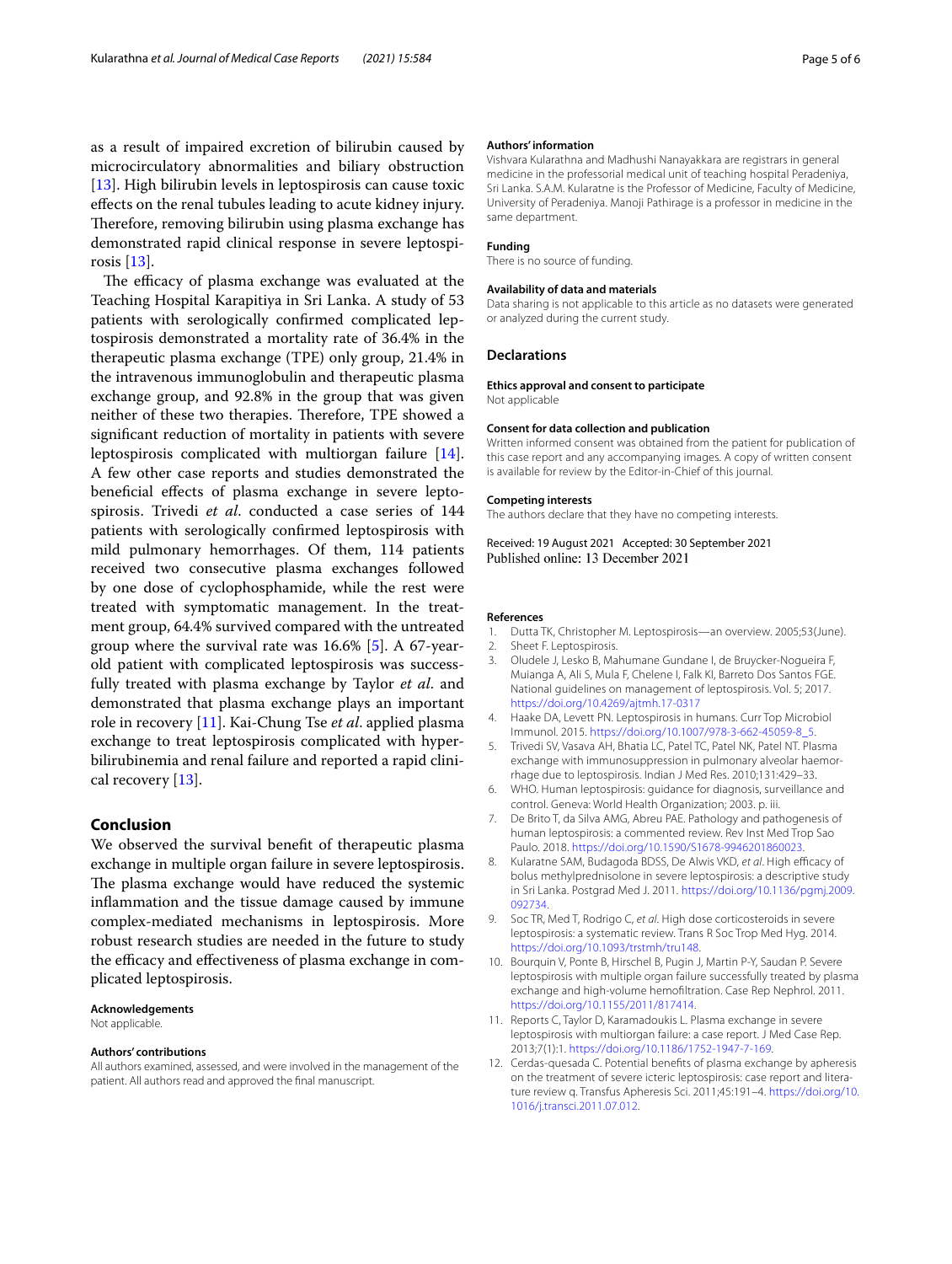as a result of impaired excretion of bilirubin caused by microcirculatory abnormalities and biliary obstruction [13]. High bilirubin levels in leptospirosis can cause toxic effects on the renal tubules leading to acute kidney injury. Therefore, removing bilirubin using plasma exchange has demonstrated rapid clinical response in severe leptospirosis [13].

The efficacy of plasma exchange was evaluated at the Teaching Hospital Karapitiya in Sri Lanka. A study of 53 patients with serologically confirmed complicated leptospirosis demonstrated a mortality rate of 36.4% in the therapeutic plasma exchange (TPE) only group, 21.4% in the intravenous immunoglobulin and therapeutic plasma exchange group, and 92.8% in the group that was given neither of these two therapies. Therefore, TPE showed a significant reduction of mortality in patients with severe leptospirosis complicated with multiorgan failure [14]. A few other case reports and studies demonstrated the beneficial effects of plasma exchange in severe leptospirosis. Trivedi *et al*. conducted a case series of 144 patients with serologically confirmed leptospirosis with mild pulmonary hemorrhages. Of them, 114 patients received two consecutive plasma exchanges followed by one dose of cyclophosphamide, while the rest were treated with symptomatic management. In the treatment group, 64.4% survived compared with the untreated group where the survival rate was 16.6% [5]. A 67-year-old patient with complicated leptospirosis was successfully treated with plasma exchange by Taylor *et al*. and demonstrated that plasma exchange plays an important role in recovery [11]. Kai-Chung Tse *et al*. applied plasma exchange to treat leptospirosis complicated with hyperbilirubinemia and renal failure and reported a rapid clinical recovery [13].

## Conclusion

We observed the survival benefit of therapeutic plasma exchange in multiple organ failure in severe leptospirosis. The plasma exchange would have reduced the systemic inflammation and the tissue damage caused by immune complex-mediated mechanisms in leptospirosis. More robust research studies are needed in the future to study the efficacy and effectiveness of plasma exchange in complicated leptospirosis.

**Acknowledgements**

Not applicable.

**Authors' contributions**

All authors examined, assessed, and were involved in the management of the patient. All authors read and approved the final manuscript.

**Authors' information**

Vishvara Kularathna and Madhushi Nanayakkara are registrars in general medicine in the professorial medical unit of teaching hospital Peradeniya, Sri Lanka. S.A.M. Kularatne is the Professor of Medicine, Faculty of Medicine, University of Peradeniya. Manoji Pathirage is a professor in medicine in the same department.

**Funding**

There is no source of funding.

**Availability of data and materials**

Data sharing is not applicable to this article as no datasets were generated or analyzed during the current study.

## Declarations

**Ethics approval and consent to participate**

Not applicable

**Consent for data collection and publication**

Written informed consent was obtained from the patient for publication of this case report and any accompanying images. A copy of written consent is available for review by the Editor-in-Chief of this journal.

**Competing interests**

The authors declare that they have no competing interests.

Received: 19 August 2021 Accepted: 30 September 2021
Published online: 13 December 2021

**References**

1. Dutta TK, Christopher M. Leptospirosis—an overview. 2005;53(June).
2. Sheet F. Leptospirosis.
3. Oludele J, Lesko B, Mahumane Gundane I, de Bruycker-Nogueira F, Muianga A, Ali S, Mula F, Chelene I, Falk KI, Barreto Dos Santos FGE. National guidelines on management of leptospirosis. Vol. 5; 2017. https://doi.org/10.4269/ajtmh.17-0317
4. Haake DA, Levett PN. Leptospirosis in humans. Curr Top Microbiol Immunol. 2015. https://doi.org/10.1007/978-3-662-45059-8_5.
5. Trivedi SV, Vasava AH, Bhatia LC, Patel TC, Patel NK, Patel NT. Plasma exchange with immunosuppression in pulmonary alveolar haemorrhage due to leptospirosis. Indian J Med Res. 2010;131:429–33.
6. WHO. Human leptospirosis: guidance for diagnosis, surveillance and control. Geneva: World Health Organization; 2003. p. iii.
7. De Brito T, da Silva AMG, Abreu PAE. Pathology and pathogenesis of human leptospirosis: a commented review. Rev Inst Med Trop Sao Paulo. 2018. https://doi.org/10.1590/S1678-9946201860023.
8. Kularatne SAM, Budagoda BDSS, De Alwis VKD, *et al*. High efficacy of bolus methylprednisolone in severe leptospirosis: a descriptive study in Sri Lanka. Postgrad Med J. 2011. https://doi.org/10.1136/pgmj.2009.092734.
9. Soc TR, Med T, Rodrigo C, *et al*. High dose corticosteroids in severe leptospirosis: a systematic review. Trans R Soc Trop Med Hyg. 2014. https://doi.org/10.1093/trstmh/tru148.
10. Bourquin V, Ponte B, Hirschel B, Pugin J, Martin P-Y, Saudan P. Severe leptospirosis with multiple organ failure successfully treated by plasma exchange and high-volume hemofiltration. Case Rep Nephrol. 2011. https://doi.org/10.1155/2011/817414.
11. Reports C, Taylor D, Karamadoukis L. Plasma exchange in severe leptospirosis with multiorgan failure: a case report. J Med Case Rep. 2013;7(1):1. https://doi.org/10.1186/1752-1947-7-169.
12. Cerdas-quesada C. Potential benefits of plasma exchange by apheresis on the treatment of severe icteric leptospirosis: case report and literature review q. Transfus Apheresis Sci. 2011;45:191–4. https://doi.org/10.1016/j.transci.2011.07.012.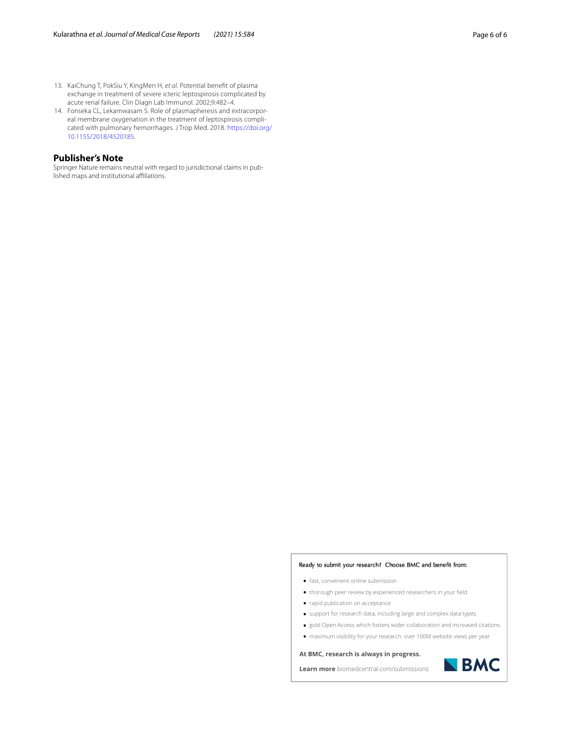13. KaiChung T, PokSiu Y, KingMen H, *et al*. Potential benefit of plasma exchange in treatment of severe icteric leptospirosis complicated by acute renal failure. Clin Diagn Lab Immunol. 2002;9:482–4.
14. Fonseka CL, Lekamwasam S. Role of plasmapheresis and extracorporeal membrane oxygenation in the treatment of leptospirosis complicated with pulmonary hemorrhages. J Trop Med. 2018. https://doi.org/10.1155/2018/4520185.

## Publisher's Note

Springer Nature remains neutral with regard to jurisdictional claims in published maps and institutional affiliations.

Ready to submit your research? Choose BMC and benefit from:

- fast, convenient online submission
- thorough peer review by experienced researchers in your field
- rapid publication on acceptance
- support for research data, including large and complex data types
- gold Open Access which fosters wider collaboration and increased citations
- maximum visibility for your research: over 100M website views per year

**At BMC, research is always in progress.**

**Learn more** biomedcentral.com/submissions

BMC